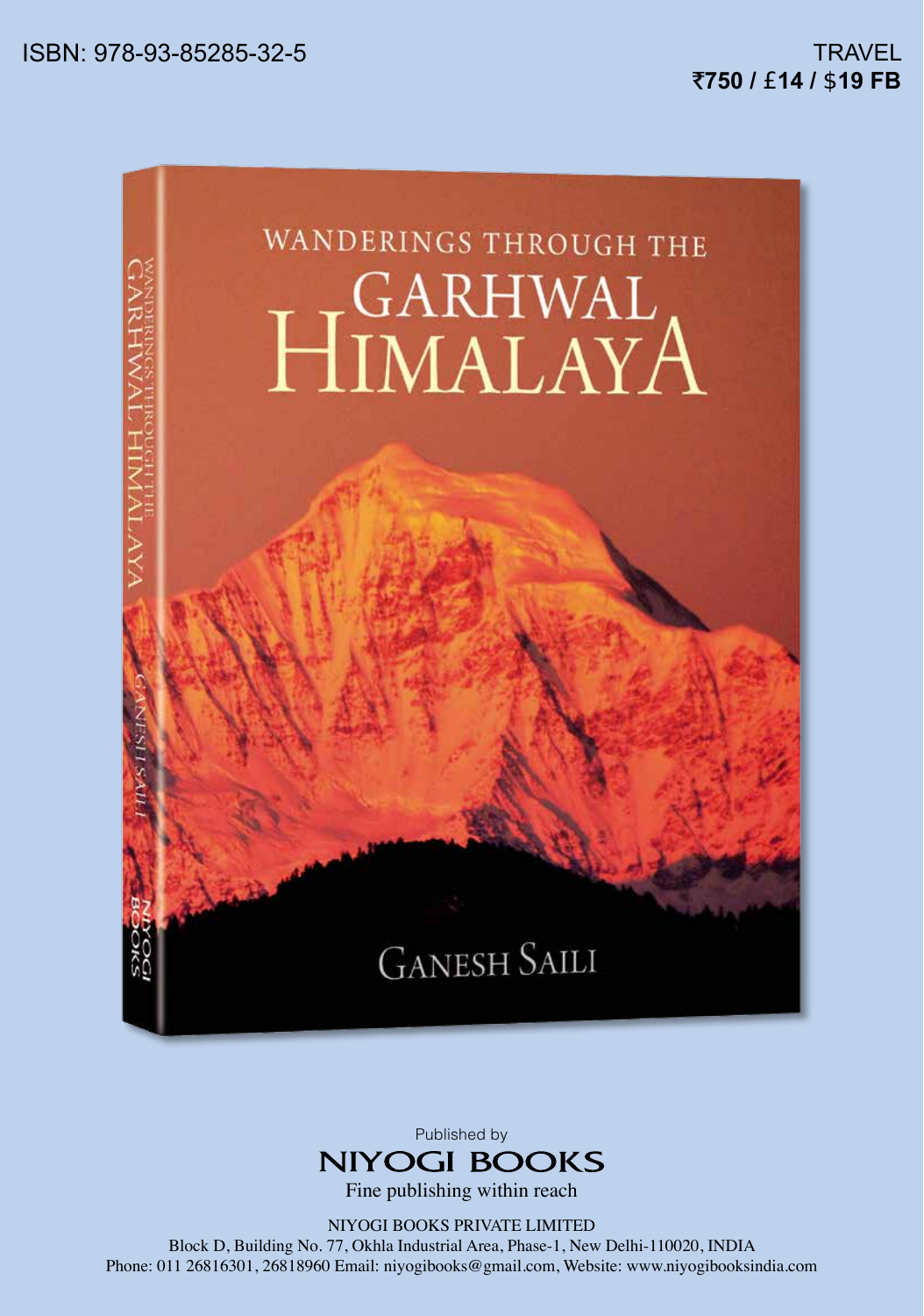ISBN: 978-93-85285-32-5

TRAVEL
**₹750 / £14 / $19 FB**

# WANDERINGS THROUGH THE GARHWAL HIMALAYA

GANESH SAILI

Published by
**NIYOGI BOOKS**
Fine publishing within reach

NIYOGI BOOKS PRIVATE LIMITED
Block D, Building No. 77, Okhla Industrial Area, Phase-1, New Delhi-110020, INDIA
Phone: 011 26816301, 26818960 Email: niyogibooks@gmail.com, Website: www.niyogibooksindia.com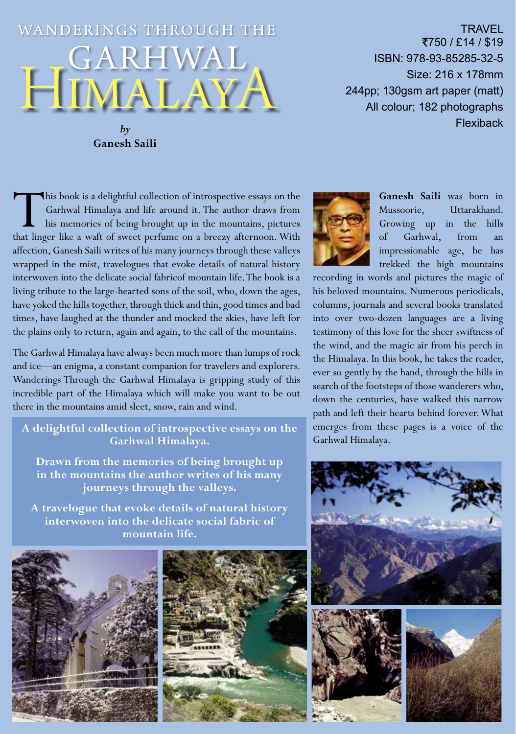# WANDERINGS THROUGH THE GARHWAL HIMALAYA

*by*
**Ganesh Saili**

TRAVEL
₹750 / £14 / $19
ISBN: 978-93-85285-32-5
Size: 216 x 178mm
244pp; 130gsm art paper (matt)
All colour; 182 photographs
Flexiback

This book is a delightful collection of introspective essays on the Garhwal Himalaya and life around it. The author draws from his memories of being brought up in the mountains, pictures that linger like a waft of sweet perfume on a breezy afternoon. With affection, Ganesh Saili writes of his many journeys through these valleys wrapped in the mist, travelogues that evoke details of natural history interwoven into the delicate social fabricof mountain life. The book is a living tribute to the large-hearted sons of the soil, who, down the ages, have yoked the hills together, through thick and thin, good times and bad times, have laughed at the thunder and mocked the skies, have left for the plains only to return, again and again, to the call of the mountains.

The Garhwal Himalaya have always been much more than lumps of rock and ice—an enigma, a constant companion for travelers and explorers. Wanderings Through the Garhwal Himalaya is gripping study of this incredible part of the Himalaya which will make you want to be out there in the mountains amid sleet, snow, rain and wind.

**A delightful collection of introspective essays on the Garhwal Himalaya.**

**Drawn from the memories of being brought up in the mountains the author writes of his many journeys through the valleys.**

**A travelogue that evoke details of natural history interwoven into the delicate social fabric of mountain life.**

**Ganesh Saili** was born in Mussoorie, Uttarakhand. Growing up in the hills of Garhwal, from an impressionable age, he has trekked the high mountains recording in words and pictures the magic of his beloved mountains. Numerous periodicals, columns, journals and several books translated into over two-dozen languages are a living testimony of this love for the sheer swiftness of the wind, and the magic air from his perch in the Himalaya. In this book, he takes the reader, ever so gently by the hand, through the hills in search of the footsteps of those wanderers who, down the centuries, have walked this narrow path and left their hearts behind forever. What emerges from these pages is a voice of the Garhwal Himalaya.